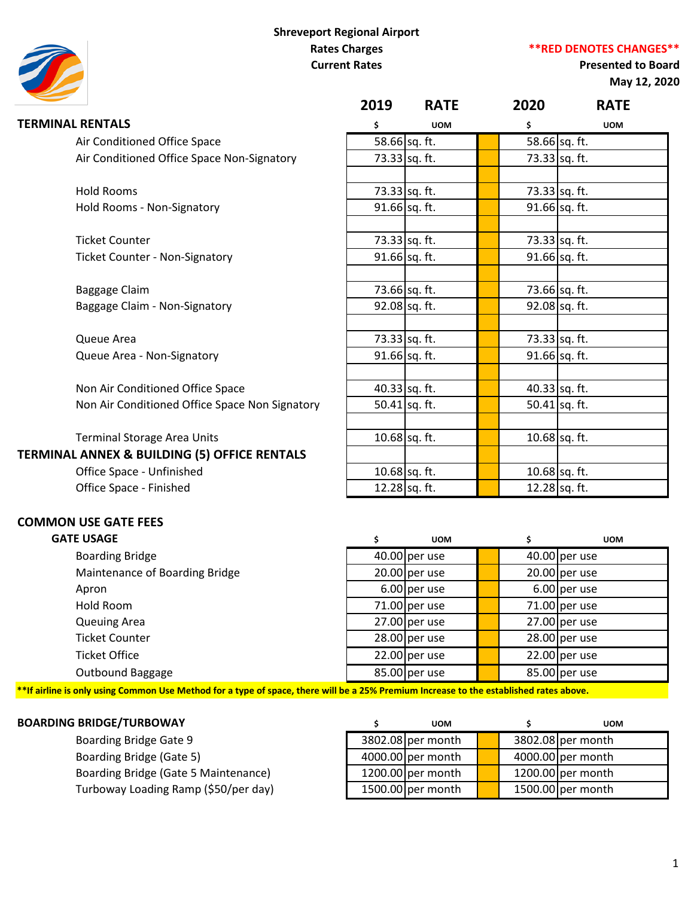**Shreveport Regional Airport**
**Rates Charges**
**Current Rates**

**\*\*RED DENOTES CHANGES\*\***
**Presented to Board**
**May 12, 2020**

| | 2019 RATE | | | 2020 RATE | |
|---|---|---|---|---|---|
| **TERMINAL RENTALS** | $ | UOM | | $ | UOM |
| Air Conditioned Office Space | 58.66 | sq. ft. | | 58.66 | sq. ft. |
| Air Conditioned Office Space Non-Signatory | 73.33 | sq. ft. | | 73.33 | sq. ft. |
| | | | | | |
| Hold Rooms | 73.33 | sq. ft. | | 73.33 | sq. ft. |
| Hold Rooms - Non-Signatory | 91.66 | sq. ft. | | 91.66 | sq. ft. |
| | | | | | |
| Ticket Counter | 73.33 | sq. ft. | | 73.33 | sq. ft. |
| Ticket Counter - Non-Signatory | 91.66 | sq. ft. | | 91.66 | sq. ft. |
| | | | | | |
| Baggage Claim | 73.66 | sq. ft. | | 73.66 | sq. ft. |
| Baggage Claim - Non-Signatory | 92.08 | sq. ft. | | 92.08 | sq. ft. |
| | | | | | |
| Queue Area | 73.33 | sq. ft. | | 73.33 | sq. ft. |
| Queue Area - Non-Signatory | 91.66 | sq. ft. | | 91.66 | sq. ft. |
| | | | | | |
| Non Air Conditioned Office Space | 40.33 | sq. ft. | | 40.33 | sq. ft. |
| Non Air Conditioned Office Space Non Signatory | 50.41 | sq. ft. | | 50.41 | sq. ft. |
| | | | | | |
| Terminal Storage Area Units | 10.68 | sq. ft. | | 10.68 | sq. ft. |
| **TERMINAL ANNEX & BUILDING (5) OFFICE RENTALS** | | | | | |
| Office Space - Unfinished | 10.68 | sq. ft. | | 10.68 | sq. ft. |
| Office Space - Finished | 12.28 | sq. ft. | | 12.28 | sq. ft. |

## COMMON USE GATE FEES

| GATE USAGE | $ | UOM | | $ | UOM |
|---|---|---|---|---|---|
| Boarding Bridge | 40.00 | per use | | 40.00 | per use |
| Maintenance of Boarding Bridge | 20.00 | per use | | 20.00 | per use |
| Apron | 6.00 | per use | | 6.00 | per use |
| Hold Room | 71.00 | per use | | 71.00 | per use |
| Queuing Area | 27.00 | per use | | 27.00 | per use |
| Ticket Counter | 28.00 | per use | | 28.00 | per use |
| Ticket Office | 22.00 | per use | | 22.00 | per use |
| Outbound Baggage | 85.00 | per use | | 85.00 | per use |

**\*\*If airline is only using Common Use Method for a type of space, there will be a 25% Premium Increase to the established rates above.**

| BOARDING BRIDGE/TURBOWAY | $ | UOM | | $ | UOM |
|---|---|---|---|---|---|
| Boarding Bridge Gate 9 | 3802.08 | per month | | 3802.08 | per month |
| Boarding Bridge (Gate 5) | 4000.00 | per month | | 4000.00 | per month |
| Boarding Bridge (Gate 5 Maintenance) | 1200.00 | per month | | 1200.00 | per month |
| Turboway Loading Ramp ($50/per day) | 1500.00 | per month | | 1500.00 | per month |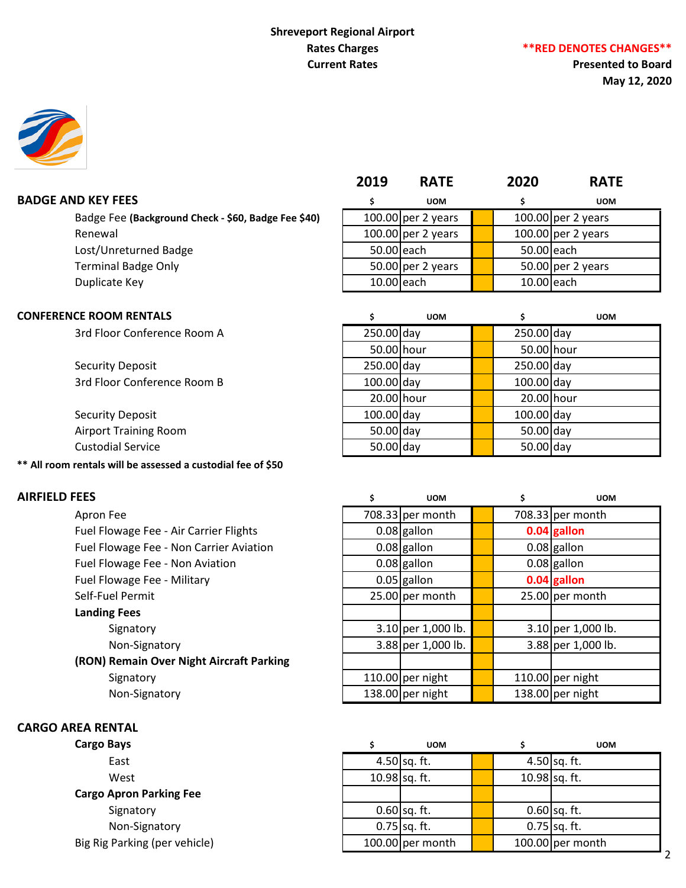**Shreveport Regional Airport**
**Rates Charges**
**Current Rates**

****RED DENOTES CHANGES****
**Presented to Board**
**May 12, 2020**

| | 2019 $ | RATE UOM | | 2020 $ | RATE UOM |
|---|---|---|---|---|---|
| **BADGE AND KEY FEES** | | | | | |
| Badge Fee **(Background Check - $60, Badge Fee $40)** | 100.00 | per 2 years | | 100.00 | per 2 years |
| Renewal | 100.00 | per 2 years | | 100.00 | per 2 years |
| Lost/Unreturned Badge | 50.00 | each | | 50.00 | each |
| Terminal Badge Only | 50.00 | per 2 years | | 50.00 | per 2 years |
| Duplicate Key | 10.00 | each | | 10.00 | each |
| **CONFERENCE ROOM RENTALS** | | | | | |
| 3rd Floor Conference Room A | 250.00 | day | | 250.00 | day |
| | 50.00 | hour | | 50.00 | hour |
| Security Deposit | 250.00 | day | | 250.00 | day |
| 3rd Floor Conference Room B | 100.00 | day | | 100.00 | day |
| | 20.00 | hour | | 20.00 | hour |
| Security Deposit | 100.00 | day | | 100.00 | day |
| Airport Training Room | 50.00 | day | | 50.00 | day |
| Custodial Service | 50.00 | day | | 50.00 | day |

**** All room rentals will be assessed a custodial fee of $50**

| | 2019 $ | RATE UOM | | 2020 $ | RATE UOM |
|---|---|---|---|---|---|
| **AIRFIELD FEES** | | | | | |
| Apron Fee | 708.33 | per month | | 708.33 | per month |
| Fuel Flowage Fee - Air Carrier Flights | 0.08 | gallon | | **0.04** | **gallon** |
| Fuel Flowage Fee - Non Carrier Aviation | 0.08 | gallon | | 0.08 | gallon |
| Fuel Flowage Fee - Non Aviation | 0.08 | gallon | | 0.08 | gallon |
| Fuel Flowage Fee - Military | 0.05 | gallon | | **0.04** | **gallon** |
| Self-Fuel Permit | 25.00 | per month | | 25.00 | per month |
| **Landing Fees** | | | | | |
| Signatory | 3.10 | per 1,000 lb. | | 3.10 | per 1,000 lb. |
| Non-Signatory | 3.88 | per 1,000 lb. | | 3.88 | per 1,000 lb. |
| **(RON) Remain Over Night Aircraft Parking** | | | | | |
| Signatory | 110.00 | per night | | 110.00 | per night |
| Non-Signatory | 138.00 | per night | | 138.00 | per night |
| **CARGO AREA RENTAL** | | | | | |
| **Cargo Bays** | | | | | |
| East | 4.50 | sq. ft. | | 4.50 | sq. ft. |
| West | 10.98 | sq. ft. | | 10.98 | sq. ft. |
| **Cargo Apron Parking Fee** | | | | | |
| Signatory | 0.60 | sq. ft. | | 0.60 | sq. ft. |
| Non-Signatory | 0.75 | sq. ft. | | 0.75 | sq. ft. |
| Big Rig Parking (per vehicle) | 100.00 | per month | | 100.00 | per month |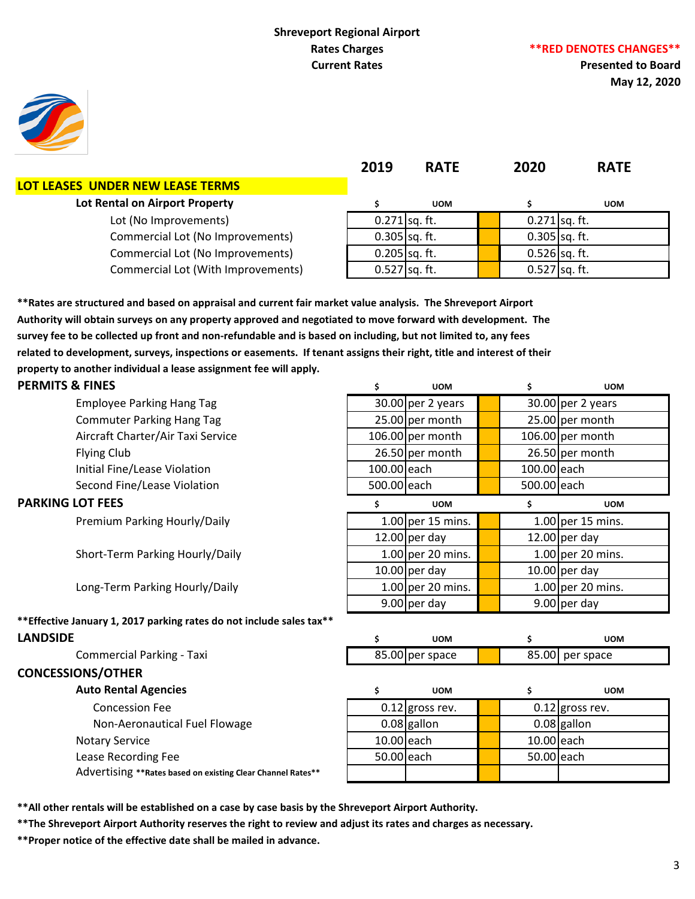**Shreveport Regional Airport**
**Rates Charges**
**Current Rates**

**\*\*RED DENOTES CHANGES\*\***
**Presented to Board**
**May 12, 2020**

| | 2019 | RATE | | 2020 | RATE |
|---|---|---|---|---|---|
| **LOT LEASES UNDER NEW LEASE TERMS** | | | | | |
| **Lot Rental on Airport Property** | $ | UOM | | $ | UOM |
| Lot (No Improvements) | 0.271 | sq. ft. | | 0.271 | sq. ft. |
| Commercial Lot (No Improvements) | 0.305 | sq. ft. | | 0.305 | sq. ft. |
| Commercial Lot (No Improvements) | 0.205 | sq. ft. | | 0.526 | sq. ft. |
| Commercial Lot (With Improvements) | 0.527 | sq. ft. | | 0.527 | sq. ft. |

**\*\*Rates are structured and based on appraisal and current fair market value analysis. The Shreveport Airport Authority will obtain surveys on any property approved and negotiated to move forward with development. The survey fee to be collected up front and non-refundable and is based on including, but not limited to, any fees related to development, surveys, inspections or easements. If tenant assigns their right, title and interest of their property to another individual a lease assignment fee will apply.**

| **PERMITS & FINES** | $ | UOM | | $ | UOM |
|---|---|---|---|---|---|
| Employee Parking Hang Tag | 30.00 | per 2 years | | 30.00 | per 2 years |
| Commuter Parking Hang Tag | 25.00 | per month | | 25.00 | per month |
| Aircraft Charter/Air Taxi Service | 106.00 | per month | | 106.00 | per month |
| Flying Club | 26.50 | per month | | 26.50 | per month |
| Initial Fine/Lease Violation | 100.00 | each | | 100.00 | each |
| Second Fine/Lease Violation | 500.00 | each | | 500.00 | each |

| **PARKING LOT FEES** | $ | UOM | | $ | UOM |
|---|---|---|---|---|---|
| Premium Parking Hourly/Daily | 1.00 | per 15 mins. | | 1.00 | per 15 mins. |
| | 12.00 | per day | | 12.00 | per day |
| Short-Term Parking Hourly/Daily | 1.00 | per 20 mins. | | 1.00 | per 20 mins. |
| | 10.00 | per day | | 10.00 | per day |
| Long-Term Parking Hourly/Daily | 1.00 | per 20 mins. | | 1.00 | per 20 mins. |
| | 9.00 | per day | | 9.00 | per day |

**\*\*Effective January 1, 2017 parking rates do not include sales tax\*\***

| **LANDSIDE** | $ | UOM | | $ | UOM |
|---|---|---|---|---|---|
| Commercial Parking - Taxi | 85.00 | per space | | 85.00 | per space |

| **CONCESSIONS/OTHER** | | | | | |
|---|---|---|---|---|---|
| **Auto Rental Agencies** | $ | UOM | | $ | UOM |
| Concession Fee | 0.12 | gross rev. | | 0.12 | gross rev. |
| Non-Aeronautical Fuel Flowage | 0.08 | gallon | | 0.08 | gallon |
| Notary Service | 10.00 | each | | 10.00 | each |
| Lease Recording Fee | 50.00 | each | | 50.00 | each |
| Advertising **\*\*Rates based on existing Clear Channel Rates\*\*** | | | | | |

**\*\*All other rentals will be established on a case by case basis by the Shreveport Airport Authority.**
**\*\*The Shreveport Airport Authority reserves the right to review and adjust its rates and charges as necessary.**
**\*\*Proper notice of the effective date shall be mailed in advance.**